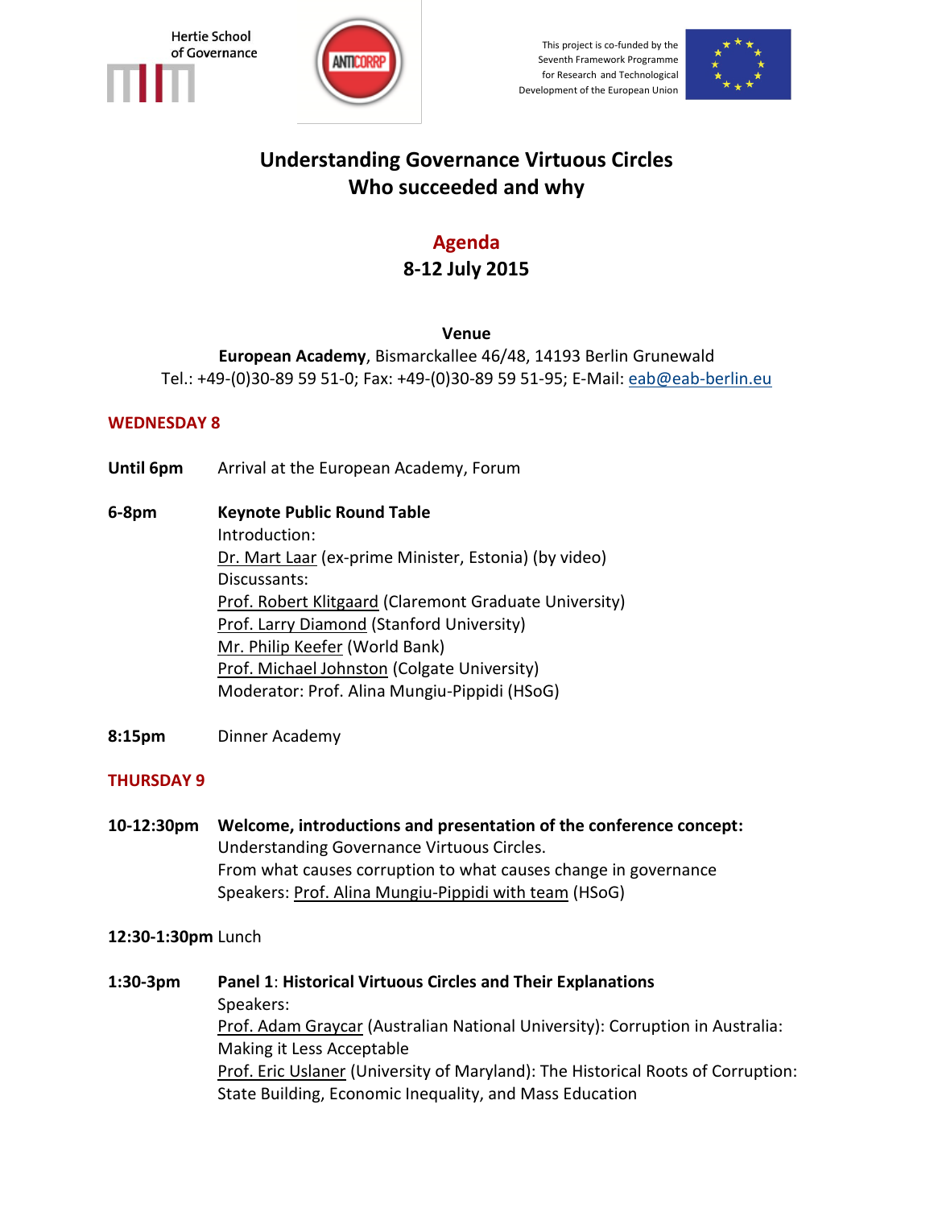Hertie School of Governance

This project is co-funded by the Seventh Framework Programme for Research and Technological Development of the European Union

# Understanding Governance Virtuous Circles
# Who succeeded and why

## Agenda
## 8-12 July 2015

**Venue**
**European Academy**, Bismarckallee 46/48, 14193 Berlin Grunewald
Tel.: +49-(0)30-89 59 51-0; Fax: +49-(0)30-89 59 51-95; E-Mail: eab@eab-berlin.eu

### WEDNESDAY 8

**Until 6pm** Arrival at the European Academy, Forum

**6-8pm** **Keynote Public Round Table**
Introduction:
Dr. Mart Laar (ex-prime Minister, Estonia) (by video)
Discussants:
Prof. Robert Klitgaard (Claremont Graduate University)
Prof. Larry Diamond (Stanford University)
Mr. Philip Keefer (World Bank)
Prof. Michael Johnston (Colgate University)
Moderator: Prof. Alina Mungiu-Pippidi (HSoG)

**8:15pm** Dinner Academy

### THURSDAY 9

**10-12:30pm** **Welcome, introductions and presentation of the conference concept:**
Understanding Governance Virtuous Circles.
From what causes corruption to what causes change in governance
Speakers: Prof. Alina Mungiu-Pippidi with team (HSoG)

**12:30-1:30pm** Lunch

**1:30-3pm** **Panel 1**: **Historical Virtuous Circles and Their Explanations**
Speakers:
Prof. Adam Graycar (Australian National University): Corruption in Australia: Making it Less Acceptable
Prof. Eric Uslaner (University of Maryland): The Historical Roots of Corruption: State Building, Economic Inequality, and Mass Education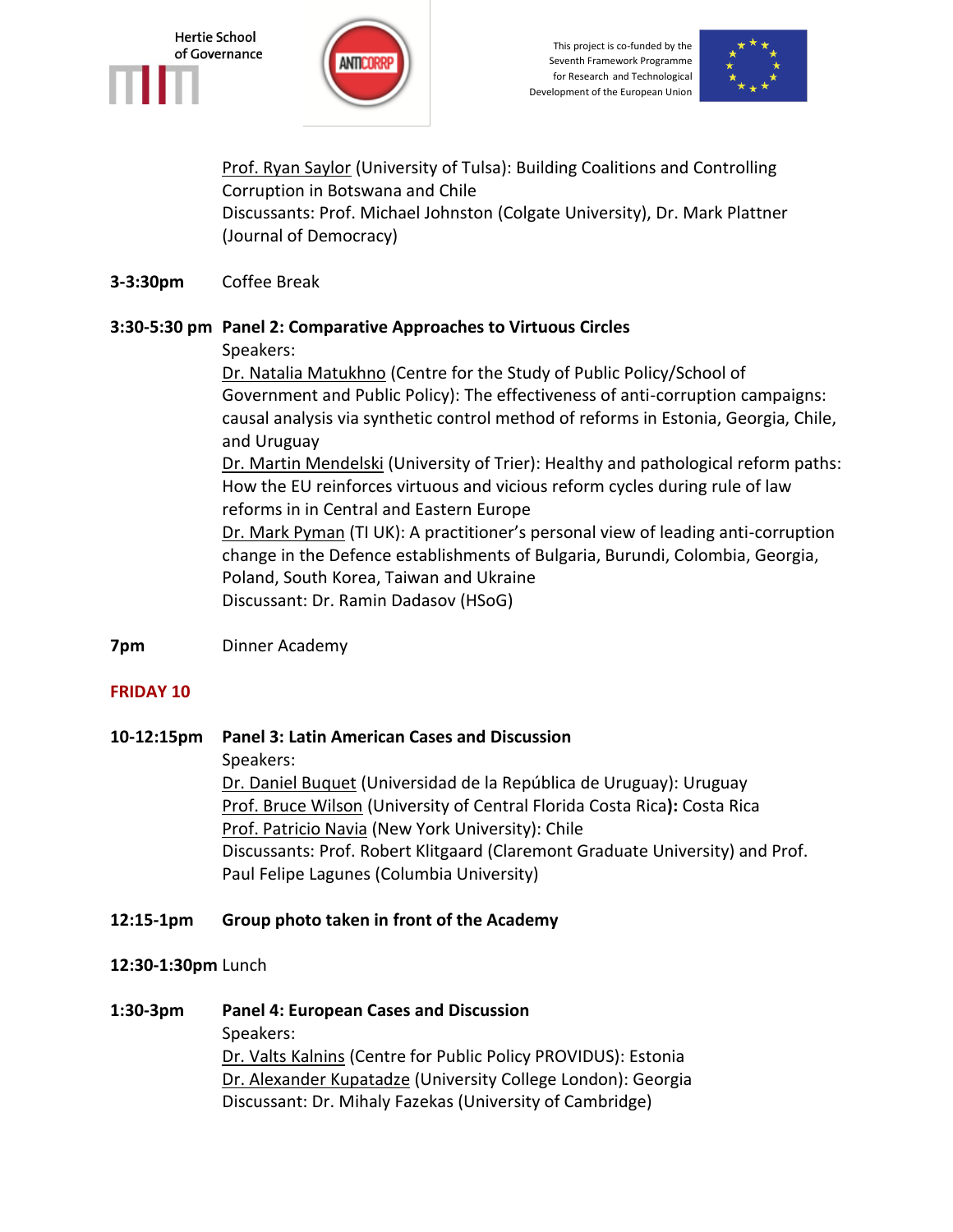Prof. Ryan Saylor (University of Tulsa): Building Coalitions and Controlling Corruption in Botswana and Chile
Discussants: Prof. Michael Johnston (Colgate University), Dr. Mark Plattner (Journal of Democracy)

**3-3:30pm** Coffee Break

**3:30-5:30 pm** **Panel 2: Comparative Approaches to Virtuous Circles**
Speakers:
Dr. Natalia Matukhno (Centre for the Study of Public Policy/School of Government and Public Policy): The effectiveness of anti-corruption campaigns: causal analysis via synthetic control method of reforms in Estonia, Georgia, Chile, and Uruguay
Dr. Martin Mendelski (University of Trier): Healthy and pathological reform paths: How the EU reinforces virtuous and vicious reform cycles during rule of law reforms in in Central and Eastern Europe
Dr. Mark Pyman (TI UK): A practitioner's personal view of leading anti-corruption change in the Defence establishments of Bulgaria, Burundi, Colombia, Georgia, Poland, South Korea, Taiwan and Ukraine
Discussant: Dr. Ramin Dadasov (HSoG)

**7pm** Dinner Academy

## FRIDAY 10

**10-12:15pm** **Panel 3: Latin American Cases and Discussion**
Speakers:
Dr. Daniel Buquet (Universidad de la República de Uruguay): Uruguay
Prof. Bruce Wilson (University of Central Florida Costa Rica**):** Costa Rica
Prof. Patricio Navia (New York University): Chile
Discussants: Prof. Robert Klitgaard (Claremont Graduate University) and Prof. Paul Felipe Lagunes (Columbia University)

**12:15-1pm** **Group photo taken in front of the Academy**

**12:30-1:30pm** Lunch

**1:30-3pm** **Panel 4: European Cases and Discussion**
Speakers:
Dr. Valts Kalnins (Centre for Public Policy PROVIDUS): Estonia
Dr. Alexander Kupatadze (University College London): Georgia
Discussant: Dr. Mihaly Fazekas (University of Cambridge)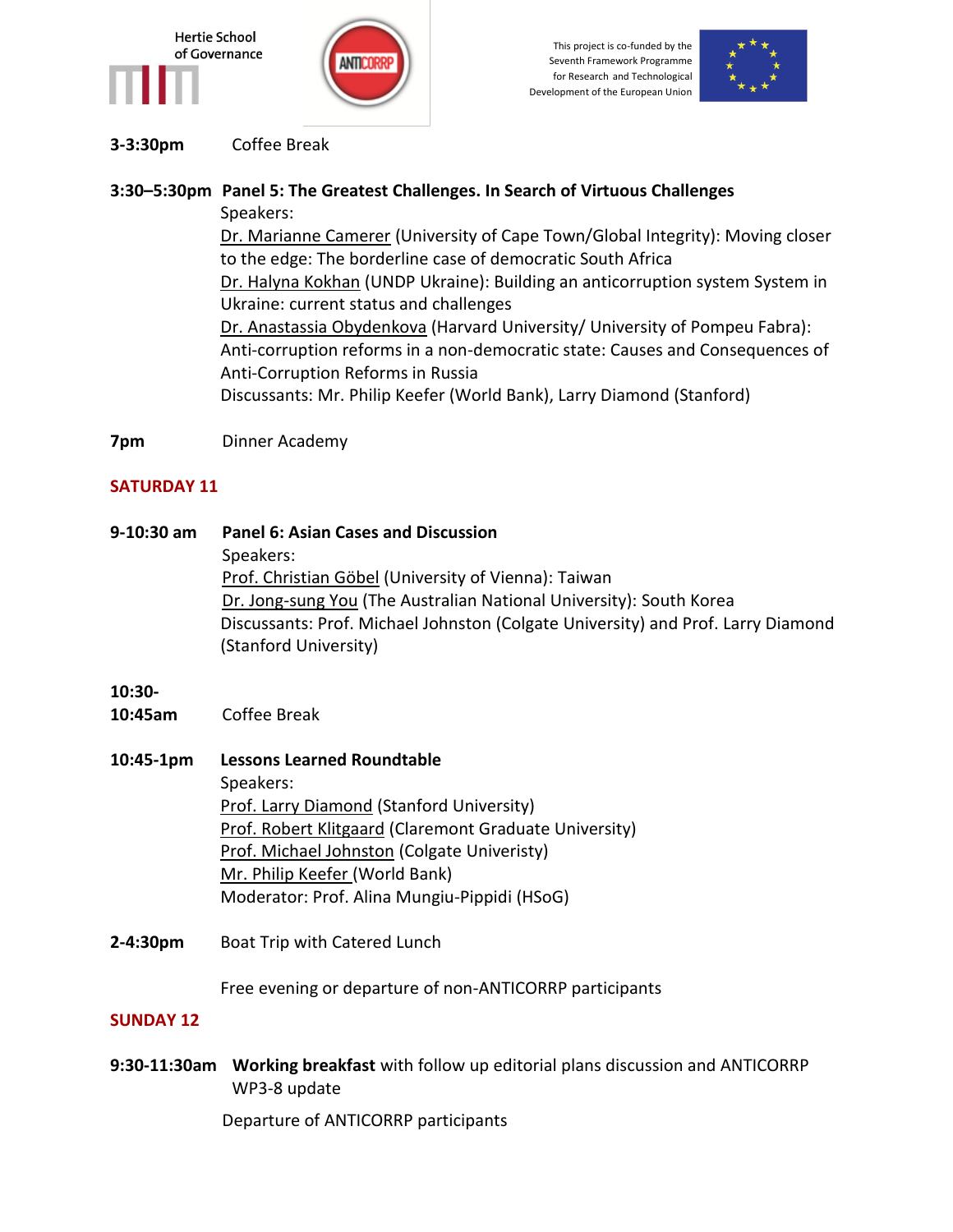Hertie School of Governance

This project is co-funded by the Seventh Framework Programme for Research and Technological Development of the European Union

**3-3:30pm** Coffee Break

**3:30–5:30pm** **Panel 5: The Greatest Challenges. In Search of Virtuous Challenges**

Speakers:

Dr. Marianne Camerer (University of Cape Town/Global Integrity): Moving closer to the edge: The borderline case of democratic South Africa

Dr. Halyna Kokhan (UNDP Ukraine): Building an anticorruption system System in Ukraine: current status and challenges

Dr. Anastassia Obydenkova (Harvard University/ University of Pompeu Fabra): Anti-corruption reforms in a non-democratic state: Causes and Consequences of Anti-Corruption Reforms in Russia

Discussants: Mr. Philip Keefer (World Bank), Larry Diamond (Stanford)

**7pm** Dinner Academy

## SATURDAY 11

**9-10:30 am** **Panel 6: Asian Cases and Discussion**

Speakers:

Prof. Christian Göbel (University of Vienna): Taiwan

Dr. Jong-sung You (The Australian National University): South Korea

Discussants: Prof. Michael Johnston (Colgate University) and Prof. Larry Diamond (Stanford University)

**10:30-10:45am** Coffee Break

**10:45-1pm** **Lessons Learned Roundtable**

Speakers:

Prof. Larry Diamond (Stanford University)

Prof. Robert Klitgaard (Claremont Graduate University)

Prof. Michael Johnston (Colgate Univeristy)

Mr. Philip Keefer (World Bank)

Moderator: Prof. Alina Mungiu-Pippidi (HSoG)

**2-4:30pm** Boat Trip with Catered Lunch

Free evening or departure of non-ANTICORRP participants

## SUNDAY 12

**9:30-11:30am** **Working breakfast** with follow up editorial plans discussion and ANTICORRP WP3-8 update

Departure of ANTICORRP participants